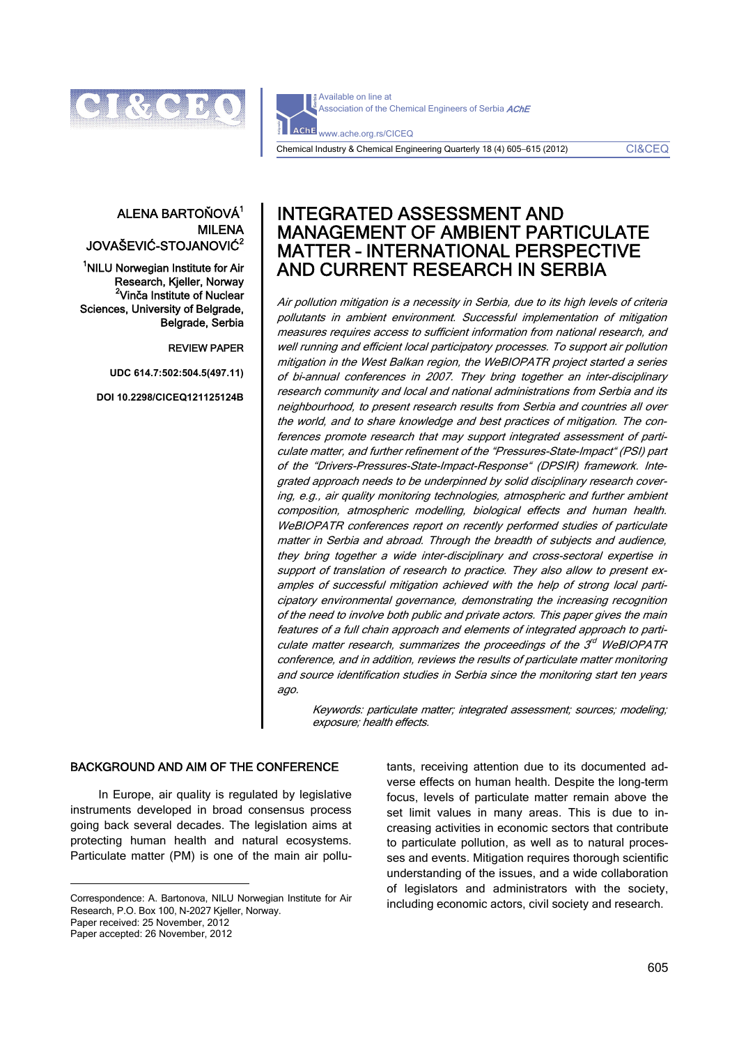ALENA BARTOŇOVÁ[1]
MILENA JOVAŠEVIĆ-STOJANOVIĆ[2]

[1]NILU Norwegian Institute for Air Research, Kjeller, Norway
[2]Vinča Institute of Nuclear Sciences, University of Belgrade, Belgrade, Serbia

REVIEW PAPER

UDC 614.7:502:504.5(497.11)

DOI 10.2298/CICEQ121125124B

# INTEGRATED ASSESSMENT AND MANAGEMENT OF AMBIENT PARTICULATE MATTER – INTERNATIONAL PERSPECTIVE AND CURRENT RESEARCH IN SERBIA

*Air pollution mitigation is a necessity in Serbia, due to its high levels of criteria pollutants in ambient environment. Successful implementation of mitigation measures requires access to sufficient information from national research, and well running and efficient local participatory processes. To support air pollution mitigation in the West Balkan region, the WeBIOPATR project started a series of bi-annual conferences in 2007. They bring together an inter-disciplinary research community and local and national administrations from Serbia and its neighbourhood, to present research results from Serbia and countries all over the world, and to share knowledge and best practices of mitigation. The conferences promote research that may support integrated assessment of particulate matter, and further refinement of the "Pressures-State-Impact" (PSI) part of the "Drivers-Pressures-State-Impact-Response" (DPSIR) framework. Integrated approach needs to be underpinned by solid disciplinary research covering, e.g., air quality monitoring technologies, atmospheric and further ambient composition, atmospheric modelling, biological effects and human health. WeBIOPATR conferences report on recently performed studies of particulate matter in Serbia and abroad. Through the breadth of subjects and audience, they bring together a wide inter-disciplinary and cross-sectoral expertise in support of translation of research to practice. They also allow to present examples of successful mitigation achieved with the help of strong local participatory environmental governance, demonstrating the increasing recognition of the need to involve both public and private actors. This paper gives the main features of a full chain approach and elements of integrated approach to particulate matter research, summarizes the proceedings of the 3rd WeBIOPATR conference, and in addition, reviews the results of particulate matter monitoring and source identification studies in Serbia since the monitoring start ten years ago.*

*Keywords: particulate matter; integrated assessment; sources; modeling; exposure; health effects.*

## BACKGROUND AND AIM OF THE CONFERENCE

In Europe, air quality is regulated by legislative instruments developed in broad consensus process going back several decades. The legislation aims at protecting human health and natural ecosystems. Particulate matter (PM) is one of the main air pollutants, receiving attention due to its documented adverse effects on human health. Despite the long-term focus, levels of particulate matter remain above the set limit values in many areas. This is due to increasing activities in economic sectors that contribute to particulate pollution, as well as to natural processes and events. Mitigation requires thorough scientific understanding of the issues, and a wide collaboration of legislators and administrators with the society, including economic actors, civil society and research.

Correspondence: A. Bartonova, NILU Norwegian Institute for Air Research, P.O. Box 100, N-2027 Kjeller, Norway.
Paper received: 25 November, 2012
Paper accepted: 26 November, 2012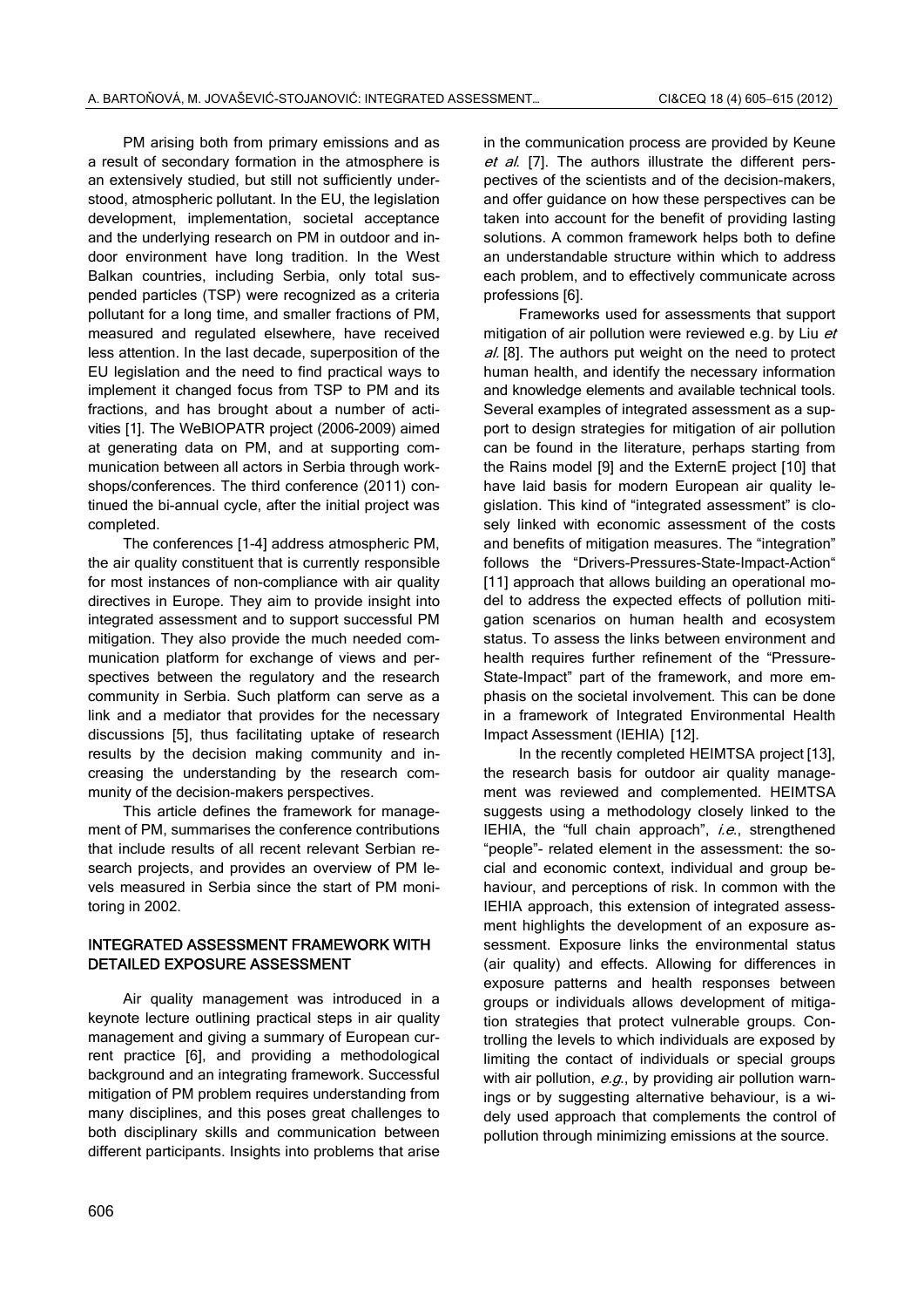PM arising both from primary emissions and as a result of secondary formation in the atmosphere is an extensively studied, but still not sufficiently understood, atmospheric pollutant. In the EU, the legislation development, implementation, societal acceptance and the underlying research on PM in outdoor and indoor environment have long tradition. In the West Balkan countries, including Serbia, only total suspended particles (TSP) were recognized as a criteria pollutant for a long time, and smaller fractions of PM, measured and regulated elsewhere, have received less attention. In the last decade, superposition of the EU legislation and the need to find practical ways to implement it changed focus from TSP to PM and its fractions, and has brought about a number of activities [1]. The WeBIOPATR project (2006-2009) aimed at generating data on PM, and at supporting communication between all actors in Serbia through workshops/conferences. The third conference (2011) continued the bi-annual cycle, after the initial project was completed.

The conferences [1-4] address atmospheric PM, the air quality constituent that is currently responsible for most instances of non-compliance with air quality directives in Europe. They aim to provide insight into integrated assessment and to support successful PM mitigation. They also provide the much needed communication platform for exchange of views and perspectives between the regulatory and the research community in Serbia. Such platform can serve as a link and a mediator that provides for the necessary discussions [5], thus facilitating uptake of research results by the decision making community and increasing the understanding by the research community of the decision-makers perspectives.

This article defines the framework for management of PM, summarises the conference contributions that include results of all recent relevant Serbian research projects, and provides an overview of PM levels measured in Serbia since the start of PM monitoring in 2002.

## INTEGRATED ASSESSMENT FRAMEWORK WITH DETAILED EXPOSURE ASSESSMENT

Air quality management was introduced in a keynote lecture outlining practical steps in air quality management and giving a summary of European current practice [6], and providing a methodological background and an integrating framework. Successful mitigation of PM problem requires understanding from many disciplines, and this poses great challenges to both disciplinary skills and communication between different participants. Insights into problems that arise in the communication process are provided by Keune *et al.* [7]. The authors illustrate the different perspectives of the scientists and of the decision-makers, and offer guidance on how these perspectives can be taken into account for the benefit of providing lasting solutions. A common framework helps both to define an understandable structure within which to address each problem, and to effectively communicate across professions [6].

Frameworks used for assessments that support mitigation of air pollution were reviewed e.g. by Liu *et al.* [8]. The authors put weight on the need to protect human health, and identify the necessary information and knowledge elements and available technical tools. Several examples of integrated assessment as a support to design strategies for mitigation of air pollution can be found in the literature, perhaps starting from the Rains model [9] and the ExternE project [10] that have laid basis for modern European air quality legislation. This kind of "integrated assessment" is closely linked with economic assessment of the costs and benefits of mitigation measures. The "integration" follows the "Drivers-Pressures-State-Impact-Action" [11] approach that allows building an operational model to address the expected effects of pollution mitigation scenarios on human health and ecosystem status. To assess the links between environment and health requires further refinement of the "Pressure-State-Impact" part of the framework, and more emphasis on the societal involvement. This can be done in a framework of Integrated Environmental Health Impact Assessment (IEHIA) [12].

In the recently completed HEIMTSA project [13], the research basis for outdoor air quality management was reviewed and complemented. HEIMTSA suggests using a methodology closely linked to the IEHIA, the "full chain approach", *i.e.*, strengthened "people"- related element in the assessment: the social and economic context, individual and group behaviour, and perceptions of risk. In common with the IEHIA approach, this extension of integrated assessment highlights the development of an exposure assessment. Exposure links the environmental status (air quality) and effects. Allowing for differences in exposure patterns and health responses between groups or individuals allows development of mitigation strategies that protect vulnerable groups. Controlling the levels to which individuals are exposed by limiting the contact of individuals or special groups with air pollution, *e.g.*, by providing air pollution warnings or by suggesting alternative behaviour, is a widely used approach that complements the control of pollution through minimizing emissions at the source.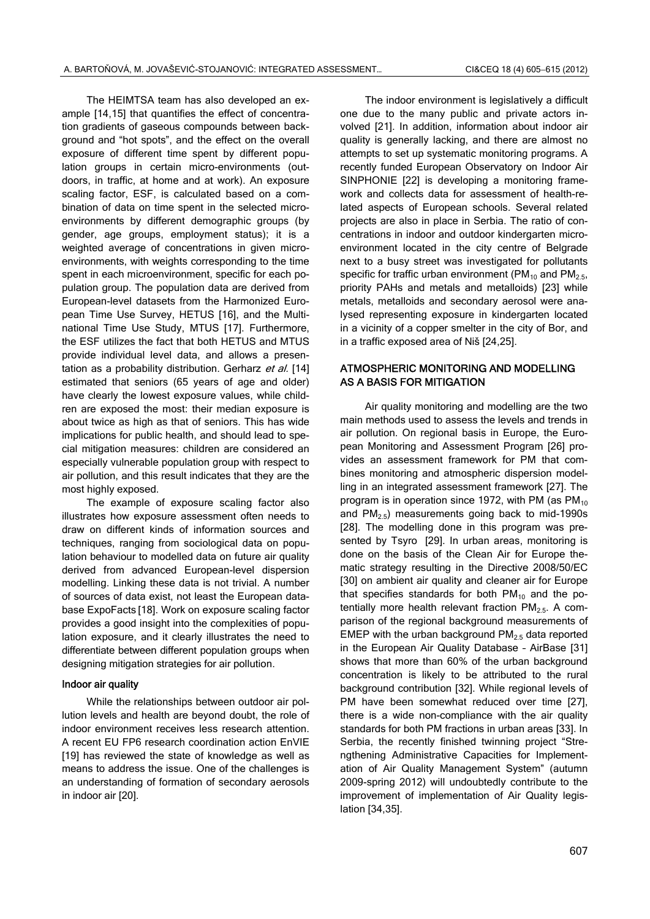The HEIMTSA team has also developed an example [14,15] that quantifies the effect of concentration gradients of gaseous compounds between background and "hot spots", and the effect on the overall exposure of different time spent by different population groups in certain micro-environments (outdoors, in traffic, at home and at work). An exposure scaling factor, ESF, is calculated based on a combination of data on time spent in the selected microenvironments by different demographic groups (by gender, age groups, employment status); it is a weighted average of concentrations in given microenvironments, with weights corresponding to the time spent in each microenvironment, specific for each population group. The population data are derived from European-level datasets from the Harmonized European Time Use Survey, HETUS [16], and the Multinational Time Use Study, MTUS [17]. Furthermore, the ESF utilizes the fact that both HETUS and MTUS provide individual level data, and allows a presentation as a probability distribution. Gerharz *et al.* [14] estimated that seniors (65 years of age and older) have clearly the lowest exposure values, while children are exposed the most: their median exposure is about twice as high as that of seniors. This has wide implications for public health, and should lead to special mitigation measures: children are considered an especially vulnerable population group with respect to air pollution, and this result indicates that they are the most highly exposed.

The example of exposure scaling factor also illustrates how exposure assessment often needs to draw on different kinds of information sources and techniques, ranging from sociological data on population behaviour to modelled data on future air quality derived from advanced European-level dispersion modelling. Linking these data is not trivial. A number of sources of data exist, not least the European database ExpoFacts [18]. Work on exposure scaling factor provides a good insight into the complexities of population exposure, and it clearly illustrates the need to differentiate between different population groups when designing mitigation strategies for air pollution.

### Indoor air quality

While the relationships between outdoor air pollution levels and health are beyond doubt, the role of indoor environment receives less research attention. A recent EU FP6 research coordination action EnVIE [19] has reviewed the state of knowledge as well as means to address the issue. One of the challenges is an understanding of formation of secondary aerosols in indoor air [20].

The indoor environment is legislatively a difficult one due to the many public and private actors involved [21]. In addition, information about indoor air quality is generally lacking, and there are almost no attempts to set up systematic monitoring programs. A recently funded European Observatory on Indoor Air SINPHONIE [22] is developing a monitoring framework and collects data for assessment of health-related aspects of European schools. Several related projects are also in place in Serbia. The ratio of concentrations in indoor and outdoor kindergarten microenvironment located in the city centre of Belgrade next to a busy street was investigated for pollutants specific for traffic urban environment ($PM_{10}$ and $PM_{2.5}$, priority PAHs and metals and metalloids) [23] while metals, metalloids and secondary aerosol were analysed representing exposure in kindergarten located in a vicinity of a copper smelter in the city of Bor, and in a traffic exposed area of Niš [24,25].

## ATMOSPHERIC MONITORING AND MODELLING AS A BASIS FOR MITIGATION

Air quality monitoring and modelling are the two main methods used to assess the levels and trends in air pollution. On regional basis in Europe, the European Monitoring and Assessment Program [26] provides an assessment framework for PM that combines monitoring and atmospheric dispersion modelling in an integrated assessment framework [27]. The program is in operation since 1972, with PM (as $PM_{10}$ and $PM_{2.5}$) measurements going back to mid-1990s [28]. The modelling done in this program was presented by Tsyro [29]. In urban areas, monitoring is done on the basis of the Clean Air for Europe thematic strategy resulting in the Directive 2008/50/EC [30] on ambient air quality and cleaner air for Europe that specifies standards for both $PM_{10}$ and the potentially more health relevant fraction $PM_{2.5}$. A comparison of the regional background measurements of EMEP with the urban background $PM_{2.5}$ data reported in the European Air Quality Database – AirBase [31] shows that more than 60% of the urban background concentration is likely to be attributed to the rural background contribution [32]. While regional levels of PM have been somewhat reduced over time [27], there is a wide non-compliance with the air quality standards for both PM fractions in urban areas [33]. In Serbia, the recently finished twinning project "Strengthening Administrative Capacities for Implementation of Air Quality Management System" (autumn 2009-spring 2012) will undoubtedly contribute to the improvement of implementation of Air Quality legislation [34,35].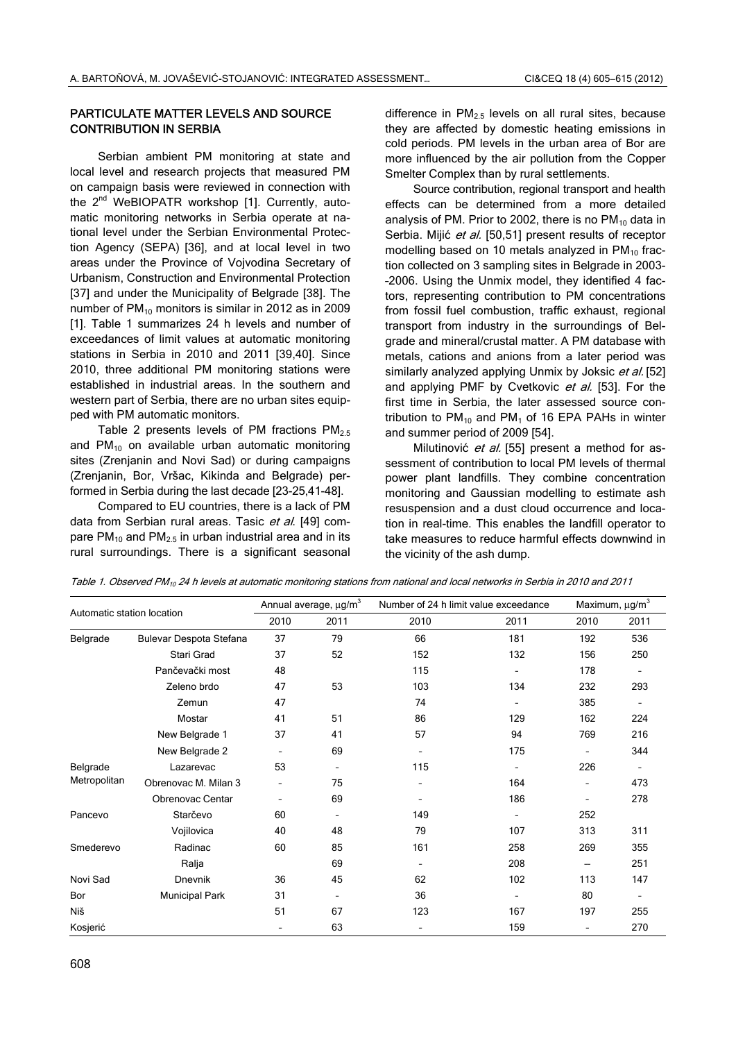## PARTICULATE MATTER LEVELS AND SOURCE CONTRIBUTION IN SERBIA

Serbian ambient PM monitoring at state and local level and research projects that measured PM on campaign basis were reviewed in connection with the 2nd WeBIOPATR workshop [1]. Currently, automatic monitoring networks in Serbia operate at national level under the Serbian Environmental Protection Agency (SEPA) [36], and at local level in two areas under the Province of Vojvodina Secretary of Urbanism, Construction and Environmental Protection [37] and under the Municipality of Belgrade [38]. The number of $PM_{10}$ monitors is similar in 2012 as in 2009 [1]. Table 1 summarizes 24 h levels and number of exceedances of limit values at automatic monitoring stations in Serbia in 2010 and 2011 [39,40]. Since 2010, three additional PM monitoring stations were established in industrial areas. In the southern and western part of Serbia, there are no urban sites equipped with PM automatic monitors.

Table 2 presents levels of PM fractions $PM_{2.5}$ and $PM_{10}$ on available urban automatic monitoring sites (Zrenjanin and Novi Sad) or during campaigns (Zrenjanin, Bor, Vršac, Kikinda and Belgrade) performed in Serbia during the last decade [23-25,41-48].

Compared to EU countries, there is a lack of PM data from Serbian rural areas. Tasic *et al.* [49] compare $PM_{10}$ and $PM_{2.5}$ in urban industrial area and in its rural surroundings. There is a significant seasonal difference in $PM_{2.5}$ levels on all rural sites, because they are affected by domestic heating emissions in cold periods. PM levels in the urban area of Bor are more influenced by the air pollution from the Copper Smelter Complex than by rural settlements.

Source contribution, regional transport and health effects can be determined from a more detailed analysis of PM. Prior to 2002, there is no $PM_{10}$ data in Serbia. Mijić *et al.* [50,51] present results of receptor modelling based on 10 metals analyzed in $PM_{10}$ fraction collected on 3 sampling sites in Belgrade in 2003-2006. Using the Unmix model, they identified 4 factors, representing contribution to PM concentrations from fossil fuel combustion, traffic exhaust, regional transport from industry in the surroundings of Belgrade and mineral/crustal matter. A PM database with metals, cations and anions from a later period was similarly analyzed applying Unmix by Joksic *et al.* [52] and applying PMF by Cvetkovic *et al.* [53]. For the first time in Serbia, the later assessed source contribution to $PM_{10}$ and $PM_1$ of 16 EPA PAHs in winter and summer period of 2009 [54].

Milutinović *et al.* [55] present a method for assessment of contribution to local PM levels of thermal power plant landfills. They combine concentration monitoring and Gaussian modelling to estimate ash resuspension and a dust cloud occurrence and location in real-time. This enables the landfill operator to take measures to reduce harmful effects downwind in the vicinity of the ash dump.

*Table 1. Observed $PM_{10}$ 24 h levels at automatic monitoring stations from national and local networks in Serbia in 2010 and 2011*

| Automatic station location | | Annual average, μg/m³ | | Number of 24 h limit value exceedance | | Maximum, μg/m³ | |
|---|---|---|---|---|---|---|---|
| | | 2010 | 2011 | 2010 | 2011 | 2010 | 2011 |
| Belgrade | Bulevar Despota Stefana | 37 | 79 | 66 | 181 | 192 | 536 |
| | Stari Grad | 37 | 52 | 152 | 132 | 156 | 250 |
| | Pančevački most | 48 | | 115 | - | 178 | - |
| | Zeleno brdo | 47 | 53 | 103 | 134 | 232 | 293 |
| | Zemun | 47 | | 74 | - | 385 | - |
| | Mostar | 41 | 51 | 86 | 129 | 162 | 224 |
| | New Belgrade 1 | 37 | 41 | 57 | 94 | 769 | 216 |
| | New Belgrade 2 | - | 69 | - | 175 | - | 344 |
| Belgrade Metropolitan | Lazarevac | 53 | - | 115 | - | 226 | - |
| | Obrenovac M. Milan 3 | - | 75 | - | 164 | - | 473 |
| | Obrenovac Centar | - | 69 | - | 186 | - | 278 |
| Pancevo | Starčevo | 60 | - | 149 | - | 252 | |
| | Vojilovica | 40 | 48 | 79 | 107 | 313 | 311 |
| Smederevo | Radinac | 60 | 85 | 161 | 258 | 269 | 355 |
| | Ralja | | 69 | - | 208 | – | 251 |
| Novi Sad | Dnevnik | 36 | 45 | 62 | 102 | 113 | 147 |
| Bor | Municipal Park | 31 | - | 36 | - | 80 | - |
| Niš | | 51 | 67 | 123 | 167 | 197 | 255 |
| Kosjerić | | - | 63 | - | 159 | - | 270 |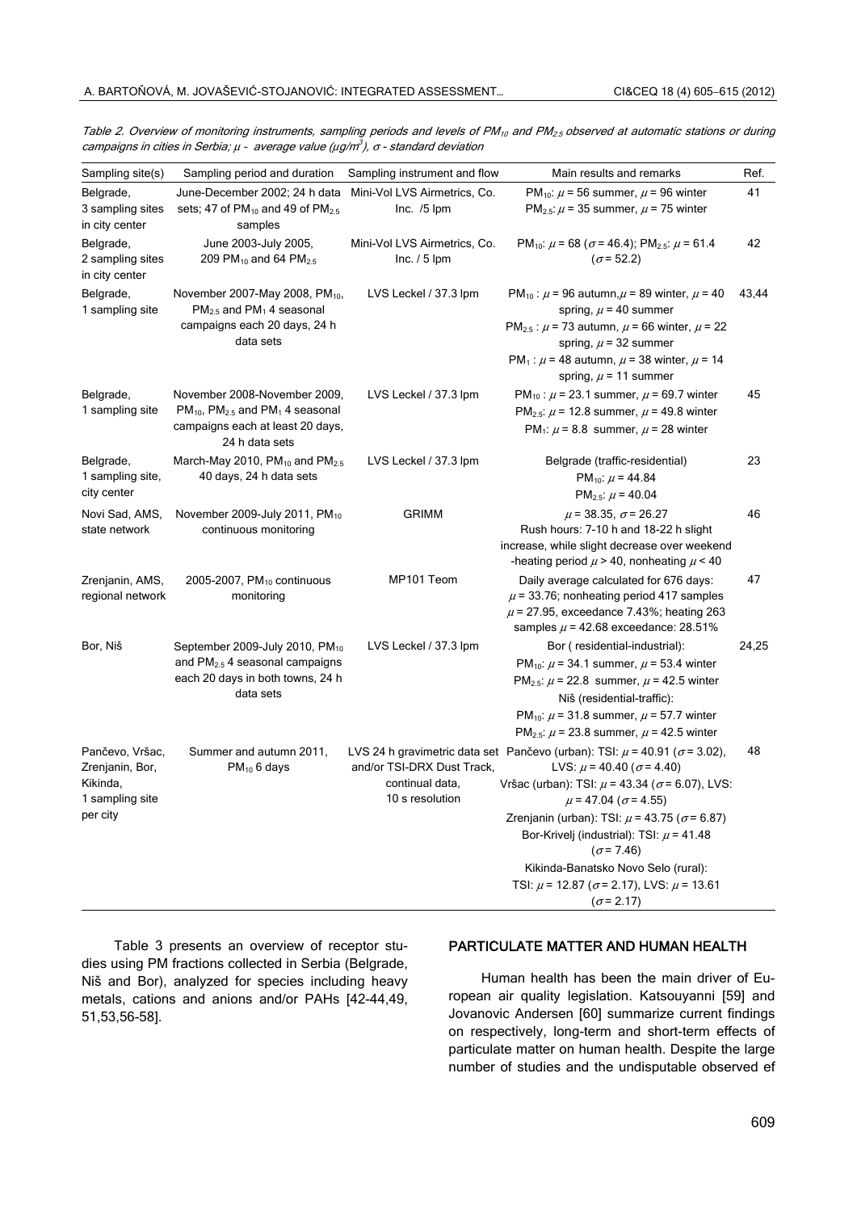*Table 2. Overview of monitoring instruments, sampling periods and levels of $PM_{10}$ and $PM_{2.5}$ observed at automatic stations or during campaigns in cities in Serbia; $\mu$ - average value ($\mu g/m^3$), $\sigma$ - standard deviation*

| Sampling site(s) | Sampling period and duration | Sampling instrument and flow | Main results and remarks | Ref. |
|---|---|---|---|---|
| Belgrade, 3 sampling sites in city center | June-December 2002; 24 h data sets; 47 of $PM_{10}$ and 49 of $PM_{2.5}$ samples | Mini-Vol LVS Airmetrics, Co. Inc. /5 lpm | $PM_{10}$: $\mu$ = 56 summer, $\mu$ = 96 winter<br>$PM_{2.5}$: $\mu$ = 35 summer, $\mu$ = 75 winter | 41 |
| Belgrade, 2 sampling sites in city center | June 2003-July 2005, 209 $PM_{10}$ and 64 $PM_{2.5}$ | Mini-Vol LVS Airmetrics, Co. Inc. / 5 lpm | $PM_{10}$: $\mu$ = 68 ($\sigma$ = 46.4); $PM_{2.5}$: $\mu$ = 61.4 ($\sigma$ = 52.2) | 42 |
| Belgrade, 1 sampling site | November 2007-May 2008, $PM_{10}$, $PM_{2.5}$ and $PM_1$ 4 seasonal campaigns each 20 days, 24 h data sets | LVS Leckel / 37.3 lpm | $PM_{10}$ : $\mu$ = 96 autumn, $\mu$ = 89 winter, $\mu$ = 40 spring, $\mu$ = 40 summer<br>$PM_{2.5}$ : $\mu$ = 73 autumn, $\mu$ = 66 winter, $\mu$ = 22 spring, $\mu$ = 32 summer<br>$PM_1$ : $\mu$ = 48 autumn, $\mu$ = 38 winter, $\mu$ = 14 spring, $\mu$ = 11 summer | 43,44 |
| Belgrade, 1 sampling site | November 2008-November 2009, $PM_{10}$, $PM_{2.5}$ and $PM_1$ 4 seasonal campaigns each at least 20 days, 24 h data sets | LVS Leckel / 37.3 lpm | $PM_{10}$ : $\mu$ = 23.1 summer, $\mu$ = 69.7 winter<br>$PM_{2.5}$: $\mu$ = 12.8 summer, $\mu$ = 49.8 winter<br>$PM_1$: $\mu$ = 8.8 summer, $\mu$ = 28 winter | 45 |
| Belgrade, 1 sampling site, city center | March-May 2010, $PM_{10}$ and $PM_{2.5}$ 40 days, 24 h data sets | LVS Leckel / 37.3 lpm | Belgrade (traffic-residential)<br>$PM_{10}$: $\mu$ = 44.84<br>$PM_{2.5}$: $\mu$ = 40.04 | 23 |
| Novi Sad, AMS, state network | November 2009-July 2011, $PM_{10}$ continuous monitoring | GRIMM | $\mu$ = 38.35, $\sigma$ = 26.27<br>Rush hours: 7-10 h and 18-22 h slight increase, while slight decrease over weekend -heating period $\mu$ > 40, nonheating $\mu$ < 40 | 46 |
| Zrenjanin, AMS, regional network | 2005-2007, $PM_{10}$ continuous monitoring | MP101 Teom | Daily average calculated for 676 days: $\mu$ = 33.76; nonheating period 417 samples $\mu$ = 27.95, exceedance 7.43%; heating 263 samples $\mu$ = 42.68 exceedance: 28.51% | 47 |
| Bor, Niš | September 2009-July 2010, $PM_{10}$ and $PM_{2.5}$ 4 seasonal campaigns each 20 days in both towns, 24 h data sets | LVS Leckel / 37.3 lpm | Bor ( residential-industrial):<br>$PM_{10}$: $\mu$ = 34.1 summer, $\mu$ = 53.4 winter<br>$PM_{2.5}$: $\mu$ = 22.8 summer, $\mu$ = 42.5 winter<br>Niš (residential-traffic):<br>$PM_{10}$: $\mu$ = 31.8 summer, $\mu$ = 57.7 winter<br>$PM_{2.5}$: $\mu$ = 23.8 summer, $\mu$ = 42.5 winter | 24,25 |
| Pančevo, Vršac, Zrenjanin, Bor, Kikinda, 1 sampling site per city | Summer and autumn 2011, $PM_{10}$ 6 days | LVS 24 h gravimetric data set and/or TSI-DRX Dust Track, continual data, 10 s resolution | Pančevo (urban): TSI: $\mu$ = 40.91 ($\sigma$ = 3.02), LVS: $\mu$ = 40.40 ($\sigma$ = 4.40)<br>Vršac (urban): TSI: $\mu$ = 43.34 ($\sigma$ = 6.07), LVS: $\mu$ = 47.04 ($\sigma$ = 4.55)<br>Zrenjanin (urban): TSI: $\mu$ = 43.75 ($\sigma$ = 6.87)<br>Bor-Krivelj (industrial): TSI: $\mu$ = 41.48 ($\sigma$ = 7.46)<br>Kikinda-Banatsko Novo Selo (rural): TSI: $\mu$ = 12.87 ($\sigma$ = 2.17), LVS: $\mu$ = 13.61 ($\sigma$ = 2.17) | 48 |

Table 3 presents an overview of receptor studies using PM fractions collected in Serbia (Belgrade, Niš and Bor), analyzed for species including heavy metals, cations and anions and/or PAHs [42-44,49, 51,53,56-58].

## PARTICULATE MATTER AND HUMAN HEALTH

Human health has been the main driver of European air quality legislation. Katsouyanni [59] and Jovanovic Andersen [60] summarize current findings on respectively, long-term and short-term effects of particulate matter on human health. Despite the large number of studies and the undisputable observed ef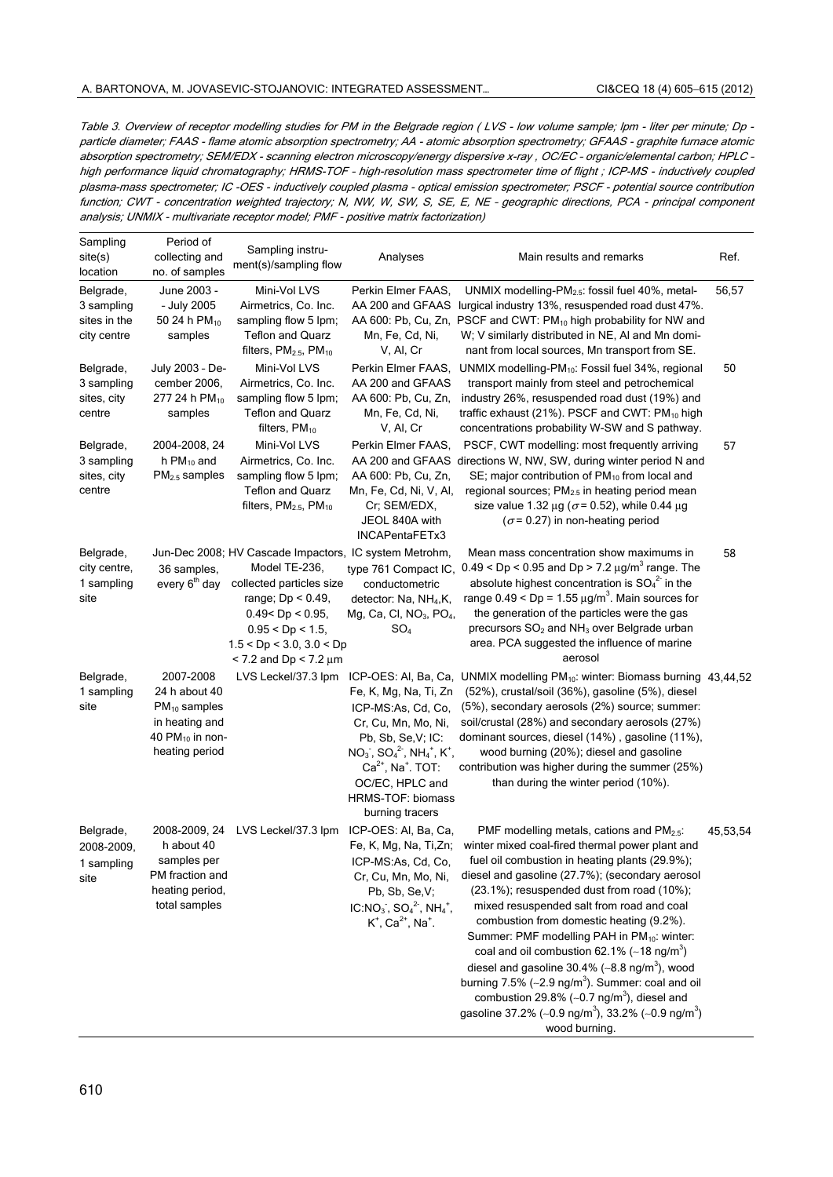*Table 3. Overview of receptor modelling studies for PM in the Belgrade region ( LVS - low volume sample; lpm - liter per minute; Dp - particle diameter; FAAS - flame atomic absorption spectrometry; AA - atomic absorption spectrometry; GFAAS - graphite furnace atomic absorption spectrometry; SEM/EDX - scanning electron microscopy/energy dispersive x-ray , OC/EC - organic/elemental carbon; HPLC - high performance liquid chromatography; HRMS-TOF - high-resolution mass spectrometer time of flight ; ICP-MS - inductively coupled plasma-mass spectrometer; IC -OES - inductively coupled plasma - optical emission spectrometer; PSCF - potential source contribution function; CWT - concentration weighted trajectory; N, NW, W, SW, S, SE, E, NE - geographic directions, PCA - principal component analysis; UNMIX - multivariate receptor model; PMF - positive matrix factorization)*

| Sampling site(s) location | Period of collecting and no. of samples | Sampling instrument(s)/sampling flow | Analyses | Main results and remarks | Ref. |
|---|---|---|---|---|---|
| Belgrade, 3 sampling sites in the city centre | June 2003 - July 2005 50 24 h $PM_{10}$ samples | Mini-Vol LVS Airmetrics, Co. Inc. sampling flow 5 lpm; Teflon and Quarz filters, $PM_{2.5}$, $PM_{10}$ | Perkin Elmer FAAS, AA 200 and GFAAS AA 600: Pb, Cu, Zn, Mn, Fe, Cd, Ni, V, Al, Cr | UNMIX modelling-$PM_{2.5}$: fossil fuel 40%, metallurgical industry 13%, resuspended road dust 47%. PSCF and CWT: $PM_{10}$ high probability for NW and W; V similarly distributed in NE, Al and Mn dominant from local sources, Mn transport from SE. | 56,57 |
| Belgrade, 3 sampling sites, city centre | July 2003 - December 2006, 277 24 h $PM_{10}$ samples | Mini-Vol LVS Airmetrics, Co. Inc. sampling flow 5 lpm; Teflon and Quarz filters, $PM_{10}$ | Perkin Elmer FAAS, AA 200 and GFAAS AA 600: Pb, Cu, Zn, Mn, Fe, Cd, Ni, V, Al, Cr | UNMIX modelling-$PM_{10}$: Fossil fuel 34%, regional transport mainly from steel and petrochemical industry 26%, resuspended road dust (19%) and traffic exhaust (21%). PSCF and CWT: $PM_{10}$ high concentrations probability W-SW and S pathway. | 50 |
| Belgrade, 3 sampling sites, city centre | 2004-2008, 24 h $PM_{10}$ and $PM_{2.5}$ samples | Mini-Vol LVS Airmetrics, Co. Inc. sampling flow 5 lpm; Teflon and Quarz filters, $PM_{2.5}$, $PM_{10}$ | Perkin Elmer FAAS, AA 200 and GFAAS AA 600: Pb, Cu, Zn, Mn, Fe, Cd, Ni, V, Al, Cr; SEM/EDX, JEOL 840A with INCAPentaFETx3 | PSCF, CWT modelling: most frequently arriving directions W, NW, SW, during winter period N and SE; major contribution of $PM_{10}$ from local and regional sources; $PM_{2.5}$ in heating period mean size value 1.32 μg ($\sigma$ = 0.52), while 0.44 μg ($\sigma$ = 0.27) in non-heating period | 57 |
| Belgrade, city centre, 1 sampling site | Jun-Dec 2008; 36 samples, every 6[th] day | HV Cascade Impactors, Model TE-236, collected particles size range; Dp < 0.49, 0.49< Dp < 0.95, 0.95 < Dp < 1.5, 1.5 < Dp < 3.0, 3.0 < Dp < 7.2 and Dp < 7.2 μm | IC system Metrohm, type 761 Compact IC, conductometric detector: Na, $NH_4$,K, Mg, Ca, Cl, $NO_3$, $PO_4$, $SO_4$ | Mean mass concentration show maximums in 0.49 < Dp < 0.95 and Dp > 7.2 μg/m$^3$ range. The absolute highest concentration is $SO_4^{2-}$ in the range 0.49 < Dp = 1.55 μg/m$^3$. Main sources for the generation of the particles were the gas precursors $SO_2$ and $NH_3$ over Belgrade urban area. PCA suggested the influence of marine aerosol | 58 |
| Belgrade, 1 sampling site | 2007-2008 24 h about 40 $PM_{10}$ samples in heating and 40 $PM_{10}$ in non-heating period | LVS Leckel/37.3 lpm | ICP-OES: Al, Ba, Ca, Fe, K, Mg, Na, Ti, Zn ICP-MS:As, Cd, Co, Cr, Cu, Mn, Mo, Ni, Pb, Sb, Se,V; IC: $NO_3^-$, $SO_4^{2-}$, $NH_4^+$, $K^+$, $Ca^{2+}$, $Na^+$. TOT: OC/EC, HPLC and HRMS-TOF: biomass burning tracers | UNMIX modelling $PM_{10}$: winter: Biomass burning (52%), crustal/soil (36%), gasoline (5%), diesel (5%), secondary aerosols (2%) source; summer: soil/crustal (28%) and secondary aerosols (27%) dominant sources, diesel (14%) , gasoline (11%), wood burning (20%); diesel and gasoline contribution was higher during the summer (25%) than during the winter period (10%). | 43,44,52 |
| Belgrade, 2008-2009, 1 sampling site | 2008-2009, 24 h about 40 samples per PM fraction and heating period, total samples | LVS Leckel/37.3 lpm | ICP-OES: Al, Ba, Ca, Fe, K, Mg, Na, Ti,Zn; ICP-MS:As, Cd, Co, Cr, Cu, Mn, Mo, Ni, Pb, Sb, Se,V; IC:$NO_3^-$, $SO_4^{2-}$, $NH_4^+$, $K^+$, $Ca^{2+}$, $Na^+$. | PMF modelling metals, cations and $PM_{2.5}$: winter mixed coal-fired thermal power plant and fuel oil combustion in heating plants (29.9%); diesel and gasoline (27.7%); (secondary aerosol (23.1%); resuspended dust from road (10%); mixed resuspended salt from road and coal combustion from domestic heating (9.2%). Summer: PMF modelling PAH in $PM_{10}$: winter: coal and oil combustion 62.1% (~18 ng/m$^3$) diesel and gasoline 30.4% (~8.8 ng/m$^3$), wood burning 7.5% (~2.9 ng/m$^3$). Summer: coal and oil combustion 29.8% (~0.7 ng/m$^3$), diesel and gasoline 37.2% (~0.9 ng/m$^3$), 33.2% (~0.9 ng/m$^3$) wood burning. | 45,53,54 |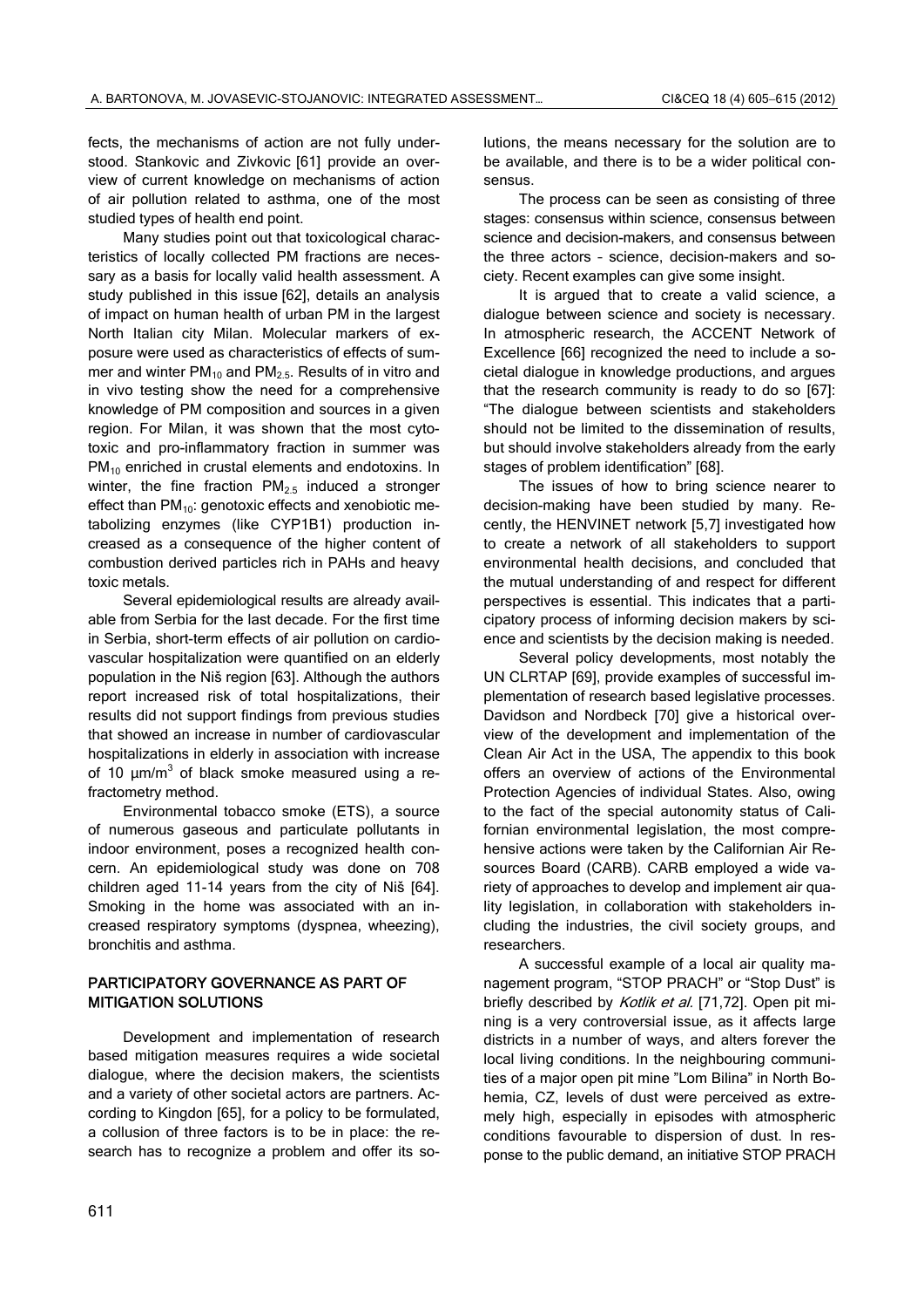fects, the mechanisms of action are not fully understood. Stankovic and Zivkovic [61] provide an overview of current knowledge on mechanisms of action of air pollution related to asthma, one of the most studied types of health end point.

Many studies point out that toxicological characteristics of locally collected PM fractions are necessary as a basis for locally valid health assessment. A study published in this issue [62], details an analysis of impact on human health of urban PM in the largest North Italian city Milan. Molecular markers of exposure were used as characteristics of effects of summer and winter $PM_{10}$ and $PM_{2.5}$. Results of in vitro and in vivo testing show the need for a comprehensive knowledge of PM composition and sources in a given region. For Milan, it was shown that the most cytotoxic and pro-inflammatory fraction in summer was $PM_{10}$ enriched in crustal elements and endotoxins. In winter, the fine fraction $PM_{2.5}$ induced a stronger effect than $PM_{10}$: genotoxic effects and xenobiotic metabolizing enzymes (like CYP1B1) production increased as a consequence of the higher content of combustion derived particles rich in PAHs and heavy toxic metals.

Several epidemiological results are already available from Serbia for the last decade. For the first time in Serbia, short-term effects of air pollution on cardiovascular hospitalization were quantified on an elderly population in the Niš region [63]. Although the authors report increased risk of total hospitalizations, their results did not support findings from previous studies that showed an increase in number of cardiovascular hospitalizations in elderly in association with increase of 10 $\mu m/m^3$ of black smoke measured using a refractometry method.

Environmental tobacco smoke (ETS), a source of numerous gaseous and particulate pollutants in indoor environment, poses a recognized health concern. An epidemiological study was done on 708 children aged 11-14 years from the city of Niš [64]. Smoking in the home was associated with an increased respiratory symptoms (dyspnea, wheezing), bronchitis and asthma.

## PARTICIPATORY GOVERNANCE AS PART OF MITIGATION SOLUTIONS

Development and implementation of research based mitigation measures requires a wide societal dialogue, where the decision makers, the scientists and a variety of other societal actors are partners. According to Kingdon [65], for a policy to be formulated, a collusion of three factors is to be in place: the research has to recognize a problem and offer its solutions, the means necessary for the solution are to be available, and there is to be a wider political consensus.

The process can be seen as consisting of three stages: consensus within science, consensus between science and decision-makers, and consensus between the three actors – science, decision-makers and society. Recent examples can give some insight.

It is argued that to create a valid science, a dialogue between science and society is necessary. In atmospheric research, the ACCENT Network of Excellence [66] recognized the need to include a societal dialogue in knowledge productions, and argues that the research community is ready to do so [67]: "The dialogue between scientists and stakeholders should not be limited to the dissemination of results, but should involve stakeholders already from the early stages of problem identification" [68].

The issues of how to bring science nearer to decision-making have been studied by many. Recently, the HENVINET network [5,7] investigated how to create a network of all stakeholders to support environmental health decisions, and concluded that the mutual understanding of and respect for different perspectives is essential. This indicates that a participatory process of informing decision makers by science and scientists by the decision making is needed.

Several policy developments, most notably the UN CLRTAP [69], provide examples of successful implementation of research based legislative processes. Davidson and Nordbeck [70] give a historical overview of the development and implementation of the Clean Air Act in the USA, The appendix to this book offers an overview of actions of the Environmental Protection Agencies of individual States. Also, owing to the fact of the special autonomity status of Californian environmental legislation, the most comprehensive actions were taken by the Californian Air Resources Board (CARB). CARB employed a wide variety of approaches to develop and implement air quality legislation, in collaboration with stakeholders including the industries, the civil society groups, and researchers.

A successful example of a local air quality management program, "STOP PRACH" or "Stop Dust" is briefly described by *Kotlik et al.* [71,72]. Open pit mining is a very controversial issue, as it affects large districts in a number of ways, and alters forever the local living conditions. In the neighbouring communities of a major open pit mine "Lom Bilina" in North Bohemia, CZ, levels of dust were perceived as extremely high, especially in episodes with atmospheric conditions favourable to dispersion of dust. In response to the public demand, an initiative STOP PRACH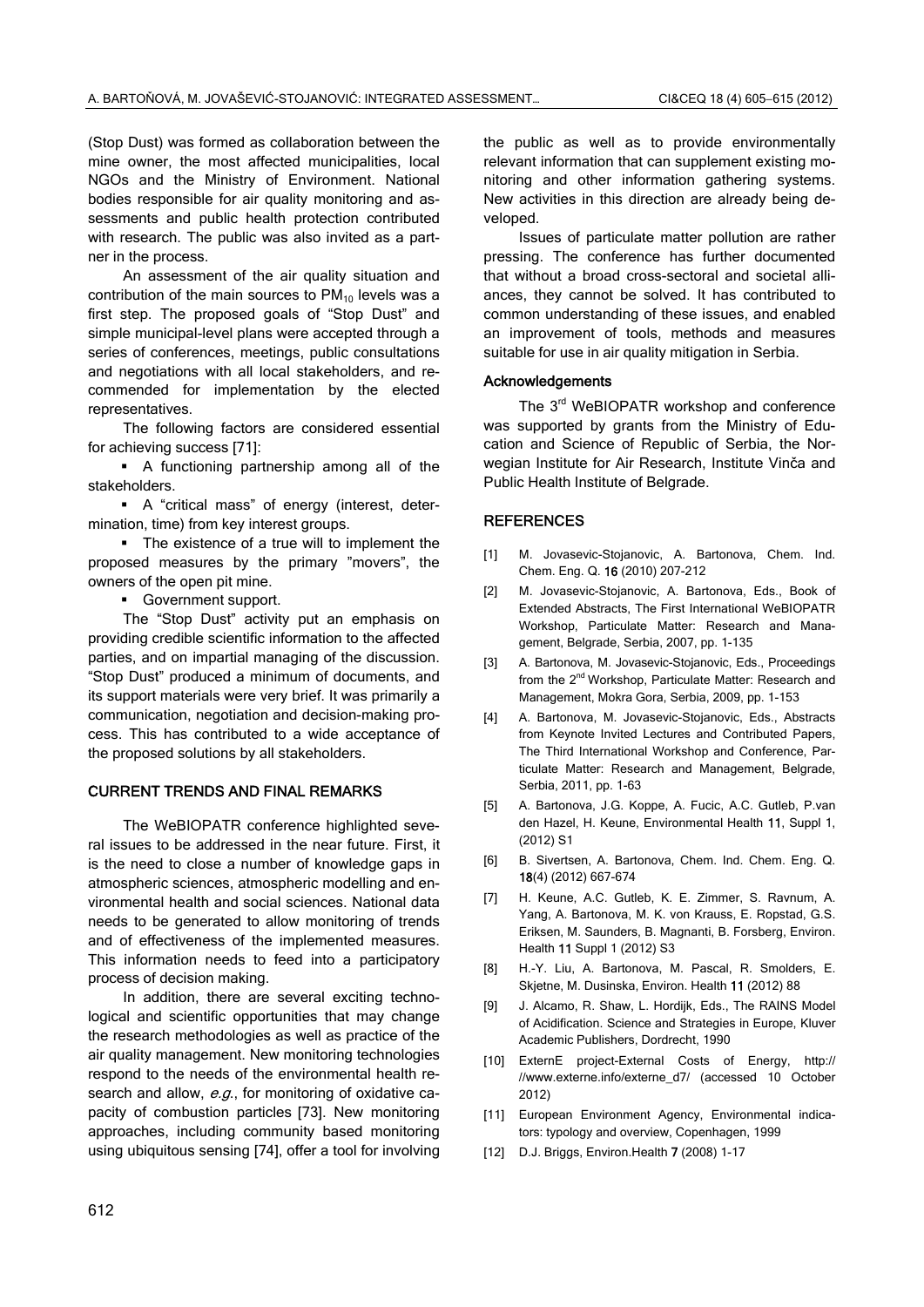(Stop Dust) was formed as collaboration between the mine owner, the most affected municipalities, local NGOs and the Ministry of Environment. National bodies responsible for air quality monitoring and assessments and public health protection contributed with research. The public was also invited as a partner in the process.

An assessment of the air quality situation and contribution of the main sources to $PM_{10}$ levels was a first step. The proposed goals of "Stop Dust" and simple municipal-level plans were accepted through a series of conferences, meetings, public consultations and negotiations with all local stakeholders, and recommended for implementation by the elected representatives.

The following factors are considered essential for achieving success [71]:

- A functioning partnership among all of the stakeholders.
- A "critical mass" of energy (interest, determination, time) from key interest groups.
- The existence of a true will to implement the proposed measures by the primary "movers", the owners of the open pit mine.
- Government support.

The "Stop Dust" activity put an emphasis on providing credible scientific information to the affected parties, and on impartial managing of the discussion. "Stop Dust" produced a minimum of documents, and its support materials were very brief. It was primarily a communication, negotiation and decision-making process. This has contributed to a wide acceptance of the proposed solutions by all stakeholders.

## CURRENT TRENDS AND FINAL REMARKS

The WeBIOPATR conference highlighted several issues to be addressed in the near future. First, it is the need to close a number of knowledge gaps in atmospheric sciences, atmospheric modelling and environmental health and social sciences. National data needs to be generated to allow monitoring of trends and of effectiveness of the implemented measures. This information needs to feed into a participatory process of decision making.

In addition, there are several exciting technological and scientific opportunities that may change the research methodologies as well as practice of the air quality management. New monitoring technologies respond to the needs of the environmental health research and allow, *e.g.*, for monitoring of oxidative capacity of combustion particles [73]. New monitoring approaches, including community based monitoring using ubiquitous sensing [74], offer a tool for involving the public as well as to provide environmentally relevant information that can supplement existing monitoring and other information gathering systems. New activities in this direction are already being developed.

Issues of particulate matter pollution are rather pressing. The conference has further documented that without a broad cross-sectoral and societal alliances, they cannot be solved. It has contributed to common understanding of these issues, and enabled an improvement of tools, methods and measures suitable for use in air quality mitigation in Serbia.

### Acknowledgements

The 3rd WeBIOPATR workshop and conference was supported by grants from the Ministry of Education and Science of Republic of Serbia, the Norwegian Institute for Air Research, Institute Vinča and Public Health Institute of Belgrade.

## REFERENCES

[1] M. Jovasevic-Stojanovic, A. Bartonova, Chem. Ind. Chem. Eng. Q. **16** (2010) 207-212

[2] M. Jovasevic-Stojanovic, A. Bartonova, Eds., Book of Extended Abstracts, The First International WeBIOPATR Workshop, Particulate Matter: Research and Management, Belgrade, Serbia, 2007, pp. 1-135

[3] A. Bartonova, M. Jovasevic-Stojanovic, Eds., Proceedings from the 2nd Workshop, Particulate Matter: Research and Management, Mokra Gora, Serbia, 2009, pp. 1-153

[4] A. Bartonova, M. Jovasevic-Stojanovic, Eds., Abstracts from Keynote Invited Lectures and Contributed Papers, The Third International Workshop and Conference, Particulate Matter: Research and Management, Belgrade, Serbia, 2011, pp. 1-63

[5] A. Bartonova, J.G. Koppe, A. Fucic, A.C. Gutleb, P.van den Hazel, H. Keune, Environmental Health **11**, Suppl 1, (2012) S1

[6] B. Sivertsen, A. Bartonova, Chem. Ind. Chem. Eng. Q. **18**(4) (2012) 667-674

[7] H. Keune, A.C. Gutleb, K. E. Zimmer, S. Ravnum, A. Yang, A. Bartonova, M. K. von Krauss, E. Ropstad, G.S. Eriksen, M. Saunders, B. Magnanti, B. Forsberg, Environ. Health **11** Suppl 1 (2012) S3

[8] H.-Y. Liu, A. Bartonova, M. Pascal, R. Smolders, E. Skjetne, M. Dusinska, Environ. Health **11** (2012) 88

[9] J. Alcamo, R. Shaw, L. Hordijk, Eds., The RAINS Model of Acidification. Science and Strategies in Europe, Kluver Academic Publishers, Dordrecht, 1990

[10] ExternE project-External Costs of Energy, http:// //www.externe.info/externe_d7/ (accessed 10 October 2012)

[11] European Environment Agency, Environmental indicators: typology and overview, Copenhagen, 1999

[12] D.J. Briggs, Environ.Health **7** (2008) 1-17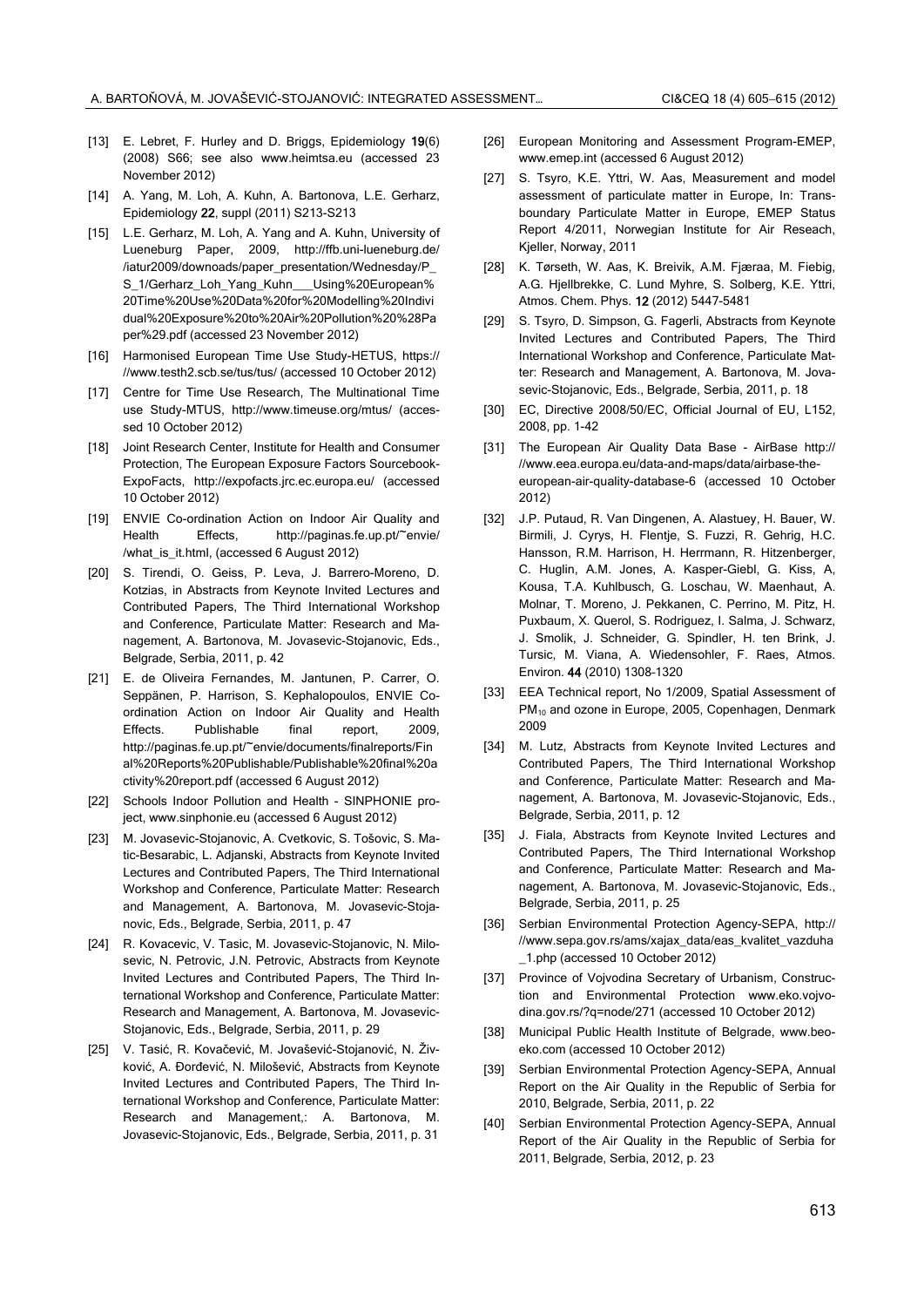[13] E. Lebret, F. Hurley and D. Briggs, Epidemiology **19**(6) (2008) S66; see also www.heimtsa.eu (accessed 23 November 2012)

[14] A. Yang, M. Loh, A. Kuhn, A. Bartonova, L.E. Gerharz, Epidemiology **22**, suppl (2011) S213-S213

[15] L.E. Gerharz, M. Loh, A. Yang and A. Kuhn, University of Lueneburg Paper, 2009, http://ffb.uni-lueneburg.de//iatur2009/downoads/paper_presentation/Wednesday/P_S_1/Gerharz_Loh_Yang_Kuhn___Using%20European%20Time%20Use%20Data%20for%20Modelling%20Individual%20Exposure%20to%20Air%20Pollution%20%28Paper%29.pdf (accessed 23 November 2012)

[16] Harmonised European Time Use Study-HETUS, https:////www.testh2.scb.se/tus/tus/ (accessed 10 October 2012)

[17] Centre for Time Use Research, The Multinational Time use Study-MTUS, http://www.timeuse.org/mtus/ (accessed 10 October 2012)

[18] Joint Research Center, Institute for Health and Consumer Protection, The European Exposure Factors Sourcebook-ExpoFacts, http://expofacts.jrc.ec.europa.eu/ (accessed 10 October 2012)

[19] ENVIE Co-ordination Action on Indoor Air Quality and Health Effects, http://paginas.fe.up.pt/~envie//what_is_it.html, (accessed 6 August 2012)

[20] S. Tirendi, O. Geiss, P. Leva, J. Barrero-Moreno, D. Kotzias, in Abstracts from Keynote Invited Lectures and Contributed Papers, The Third International Workshop and Conference, Particulate Matter: Research and Management, A. Bartonova, M. Jovasevic-Stojanovic, Eds., Belgrade, Serbia, 2011, p. 42

[21] E. de Oliveira Fernandes, M. Jantunen, P. Carrer, O. Seppänen, P. Harrison, S. Kephalopoulos, ENVIE Coordination Action on Indoor Air Quality and Health Effects. Publishable final report, 2009, http://paginas.fe.up.pt/~envie/documents/finalreports/Final%20Reports%20Publishable/Publishable%20final%20activity%20report.pdf (accessed 6 August 2012)

[22] Schools Indoor Pollution and Health - SINPHONIE project, www.sinphonie.eu (accessed 6 August 2012)

[23] M. Jovasevic-Stojanovic, A. Cvetkovic, S. Tošovic, S. Matic-Besarabic, L. Adjanski, Abstracts from Keynote Invited Lectures and Contributed Papers, The Third International Workshop and Conference, Particulate Matter: Research and Management, A. Bartonova, M. Jovasevic-Stojanovic, Eds., Belgrade, Serbia, 2011, p. 47

[24] R. Kovacevic, V. Tasic, M. Jovasevic-Stojanovic, N. Milosevic, N. Petrovic, J.N. Petrovic, Abstracts from Keynote Invited Lectures and Contributed Papers, The Third International Workshop and Conference, Particulate Matter: Research and Management, A. Bartonova, M. Jovasevic-Stojanovic, Eds., Belgrade, Serbia, 2011, p. 29

[25] V. Tasić, R. Kovačević, M. Jovašević-Stojanović, N. Živković, A. Đorđević, N. Milošević, Abstracts from Keynote Invited Lectures and Contributed Papers, The Third International Workshop and Conference, Particulate Matter: Research and Management,: A. Bartonova, M. Jovasevic-Stojanovic, Eds., Belgrade, Serbia, 2011, p. 31

[26] European Monitoring and Assessment Program-EMEP, www.emep.int (accessed 6 August 2012)

[27] S. Tsyro, K.E. Yttri, W. Aas, Measurement and model assessment of particulate matter in Europe, In: Transboundary Particulate Matter in Europe, EMEP Status Report 4/2011, Norwegian Institute for Air Reseach, Kjeller, Norway, 2011

[28] K. Tørseth, W. Aas, K. Breivik, A.M. Fjæraa, M. Fiebig, A.G. Hjellbrekke, C. Lund Myhre, S. Solberg, K.E. Yttri, Atmos. Chem. Phys. **12** (2012) 5447-5481

[29] S. Tsyro, D. Simpson, G. Fagerli, Abstracts from Keynote Invited Lectures and Contributed Papers, The Third International Workshop and Conference, Particulate Matter: Research and Management, A. Bartonova, M. Jovasevic-Stojanovic, Eds., Belgrade, Serbia, 2011, p. 18

[30] EC, Directive 2008/50/EC, Official Journal of EU, L152, 2008, pp. 1-42

[31] The European Air Quality Data Base - AirBase http:////www.eea.europa.eu/data-and-maps/data/airbase-the-european-air-quality-database-6 (accessed 10 October 2012)

[32] J.P. Putaud, R. Van Dingenen, A. Alastuey, H. Bauer, W. Birmili, J. Cyrys, H. Flentje, S. Fuzzi, R. Gehrig, H.C. Hansson, R.M. Harrison, H. Herrmann, R. Hitzenberger, C. Huglin, A.M. Jones, A. Kasper-Giebl, G. Kiss, A, Kousa, T.A. Kuhlbusch, G. Loschau, W. Maenhaut, A. Molnar, T. Moreno, J. Pekkanen, C. Perrino, M. Pitz, H. Puxbaum, X. Querol, S. Rodriguez, I. Salma, J. Schwarz, J. Smolik, J. Schneider, G. Spindler, H. ten Brink, J. Tursic, M. Viana, A. Wiedensohler, F. Raes, Atmos. Environ. **44** (2010) 1308-1320

[33] EEA Technical report, No 1/2009, Spatial Assessment of $PM_{10}$ and ozone in Europe, 2005, Copenhagen, Denmark 2009

[34] M. Lutz, Abstracts from Keynote Invited Lectures and Contributed Papers, The Third International Workshop and Conference, Particulate Matter: Research and Management, A. Bartonova, M. Jovasevic-Stojanovic, Eds., Belgrade, Serbia, 2011, p. 12

[35] J. Fiala, Abstracts from Keynote Invited Lectures and Contributed Papers, The Third International Workshop and Conference, Particulate Matter: Research and Management, A. Bartonova, M. Jovasevic-Stojanovic, Eds., Belgrade, Serbia, 2011, p. 25

[36] Serbian Environmental Protection Agency-SEPA, http:////www.sepa.gov.rs/ams/xajax_data/eas_kvalitet_vazduha_1.php (accessed 10 October 2012)

[37] Province of Vojvodina Secretary of Urbanism, Construction and Environmental Protection www.eko.vojvodina.gov.rs/?q=node/271 (accessed 10 October 2012)

[38] Municipal Public Health Institute of Belgrade, www.beoeko.com (accessed 10 October 2012)

[39] Serbian Environmental Protection Agency-SEPA, Annual Report on the Air Quality in the Republic of Serbia for 2010, Belgrade, Serbia, 2011, p. 22

[40] Serbian Environmental Protection Agency-SEPA, Annual Report of the Air Quality in the Republic of Serbia for 2011, Belgrade, Serbia, 2012, p. 23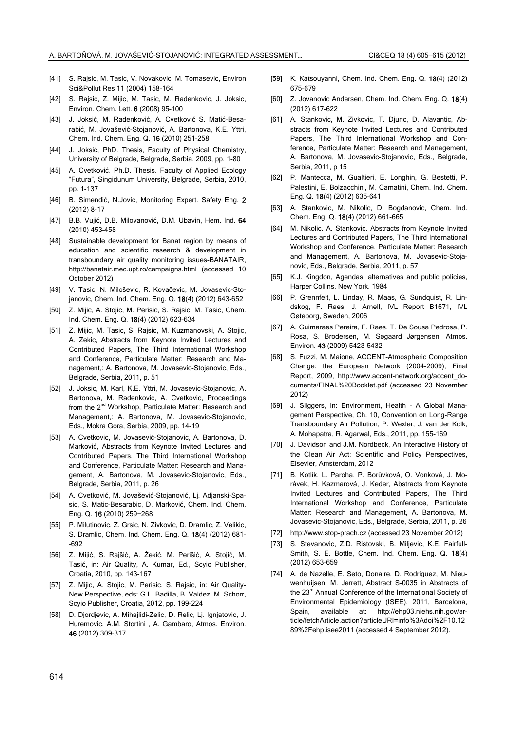- [41] S. Rajsic, M. Tasic, V. Novakovic, M. Tomasevic, Environ Sci&Pollut Res **11** (2004) 158-164
- [42] S. Rajsic, Z. Mijic, M. Tasic, M. Radenkovic, J. Joksic, Environ. Chem. Lett. **6** (2008) 95-100
- [43] J. Joksić, M. Radenković, A. Cvetković S. Matić-Besarabić, M. Jovašević-Stojanović, A. Bartonova, K.E. Yttri, Chem. Ind. Chem. Eng. Q. **16** (2010) 251-258
- [44] J. Joksić, PhD. Thesis, Faculty of Physical Chemistry, University of Belgrade, Belgrade, Serbia, 2009, pp. 1-80
- [45] A. Cvetković, Ph.D. Thesis, Faculty of Applied Ecology "Futura", Singidunum University, Belgrade, Serbia, 2010, pp. 1-137
- [46] B. Simendić, N.Jović, Monitoring Expert. Safety Eng. **2** (2012) 8-17
- [47] B.B. Vujić, D.B. Milovanović, D.M. Ubavin, Hem. Ind. **64** (2010) 453-458
- [48] Sustainable development for Banat region by means of education and scientific research & development in transboundary air quality monitoring issues-BANATAIR, http://banatair.mec.upt.ro/campaigns.html (accessed 10 October 2012)
- [49] V. Tasic, N. Miloševic, R. Kovačevic, M. Jovasevic-Stojanovic, Chem. Ind. Chem. Eng. Q. **18**(4) (2012) 643-652
- [50] Z. Mijic, A. Stojic, M. Perisic, S. Rajsic, M. Tasic, Chem. Ind. Chem. Eng. Q. **18**(4) (2012) 623-634
- [51] Z. Mijic, M. Tasic, S. Rajsic, M. Kuzmanovski, A. Stojic, A. Zekic, Abstracts from Keynote Invited Lectures and Contributed Papers, The Third International Workshop and Conference, Particulate Matter: Research and Management,: A. Bartonova, M. Jovasevic-Stojanovic, Eds., Belgrade, Serbia, 2011, p. 51
- [52] J. Joksic, M. Karl, K.E. Yttri, M. Jovasevic-Stojanovic, A. Bartonova, M. Radenkovic, A. Cvetkovic, Proceedings from the 2nd Workshop, Particulate Matter: Research and Management,: A. Bartonova, M. Jovasevic-Stojanovic, Eds., Mokra Gora, Serbia, 2009, pp. 14-19
- [53] A. Cvetkovic, M. Jovašević-Stojanovic, A. Bartonova, D. Marković, Abstracts from Keynote Invited Lectures and Contributed Papers, The Third International Workshop and Conference, Particulate Matter: Research and Management, A. Bartonova, M. Jovasevic-Stojanovic, Eds., Belgrade, Serbia, 2011, p. 26
- [54] A. Cvetković, M. Jovašević-Stojanović, Lj. Adjanski-Spasic, S. Matic-Besarabic, D. Marković, Chem. Ind. Chem. Eng. Q. **16** (2010) 259−268
- [55] P. Milutinovic, Z. Grsic, N. Zivkovic, D. Dramlic, Z. Velikic, S. Dramlic, Chem. Ind. Chem. Eng. Q. **18**(4) (2012) 681-692
- [56] Z. Mijić, S. Rajšić, A. Žekić, M. Perišić, A. Stojić, M. Tasić, in: Air Quality, A. Kumar, Ed., Scyio Publisher, Croatia, 2010, pp. 143-167
- [57] Z. Mijic, A. Stojic, M. Perisic, S. Rajsic, in: Air Quality-New Perspective, eds: G.L. Badilla, B. Valdez, M. Schorr, Scyio Publisher, Croatia, 2012, pp. 199-224
- [58] D. Djordjevic, A. Mihajlidi-Zelic, D. Relic, Lj. Ignjatovic, J. Huremovic, A.M. Stortini , A. Gambaro, Atmos. Environ. **46** (2012) 309-317
- [59] K. Katsouyanni, Chem. Ind. Chem. Eng. Q. **18**(4) (2012) 675-679
- [60] Z. Jovanovic Andersen, Chem. Ind. Chem. Eng. Q. **18**(4) (2012) 617-622
- [61] A. Stankovic, M. Zivkovic, T. Djuric, D. Alavantic, Abstracts from Keynote Invited Lectures and Contributed Papers, The Third International Workshop and Conference, Particulate Matter: Research and Management, A. Bartonova, M. Jovasevic-Stojanovic, Eds., Belgrade, Serbia, 2011, p 15
- [62] P. Mantecca, M. Gualtieri, E. Longhin, G. Bestetti, P. Palestini, E. Bolzacchini, M. Camatini, Chem. Ind. Chem. Eng. Q. **18**(4) (2012) 635-641
- [63] A. Stankovic, M. Nikolic, D. Bogdanovic, Chem. Ind. Chem. Eng. Q. **18**(4) (2012) 661-665
- [64] M. Nikolic, A. Stankovic, Abstracts from Keynote Invited Lectures and Contributed Papers, The Third International Workshop and Conference, Particulate Matter: Research and Management, A. Bartonova, M. Jovasevic-Stojanovic, Eds., Belgrade, Serbia, 2011, p. 57
- [65] K.J. Kingdon, Agendas, alternatives and public policies, Harper Collins, New York, 1984
- [66] P. Grennfelt, L. Linday, R. Maas, G. Sundquist, R. Lindskog, F. Raes, J. Arnell, IVL Report B1671, IVL Gøteborg, Sweden, 2006
- [67] A. Guimaraes Pereira, F. Raes, T. De Sousa Pedrosa, P. Rosa, S. Brodersen, M. Søgaard Jørgensen, Atmos. Environ. **43** (2009) 5423-5432
- [68] S. Fuzzi, M. Maione, ACCENT-Atmospheric Composition Change: the European Network (2004-2009), Final Report, 2009, http://www.accent-network.org/accent_documents/FINAL%20Booklet.pdf (accessed 23 November 2012)
- [69] J. Sliggers, in: Environment, Health - A Global Management Perspective, Ch. 10, Convention on Long-Range Transboundary Air Pollution, P. Wexler, J. van der Kolk, A. Mohapatra, R. Agarwal, Eds., 2011, pp. 155-169
- [70] J. Davidson and J.M. Nordbeck, An Interactive History of the Clean Air Act: Scientific and Policy Perspectives, Elsevier, Amsterdam, 2012
- [71] B. Kotlík, L. Paroha, P. Borůvková, O. Vonková, J. Morávek, H. Kazmarová, J. Keder, Abstracts from Keynote Invited Lectures and Contributed Papers, The Third International Workshop and Conference, Particulate Matter: Research and Management, A. Bartonova, M. Jovasevic-Stojanovic, Eds., Belgrade, Serbia, 2011, p. 26
- [72] http://www.stop-prach.cz (accessed 23 November 2012)
- [73] S. Stevanovic, Z.D. Ristovski, B. Miljevic, K.E. Fairfull-Smith, S. E. Bottle, Chem. Ind. Chem. Eng. Q. **18**(4) (2012) 653-659
- [74] A. de Nazelle, E. Seto, Donaire, D. Rodriguez, M. Nieuwenhuijsen, M. Jerrett, Abstract S-0035 in Abstracts of the 23rd Annual Conference of the International Society of Environmental Epidemiology (ISEE), 2011, Barcelona, Spain, available at: http://ehp03.niehs.nih.gov/article/fetchArticle.action?articleURI=info%3Adoi%2F10.1289%2Fehp.isee2011 (accessed 4 September 2012).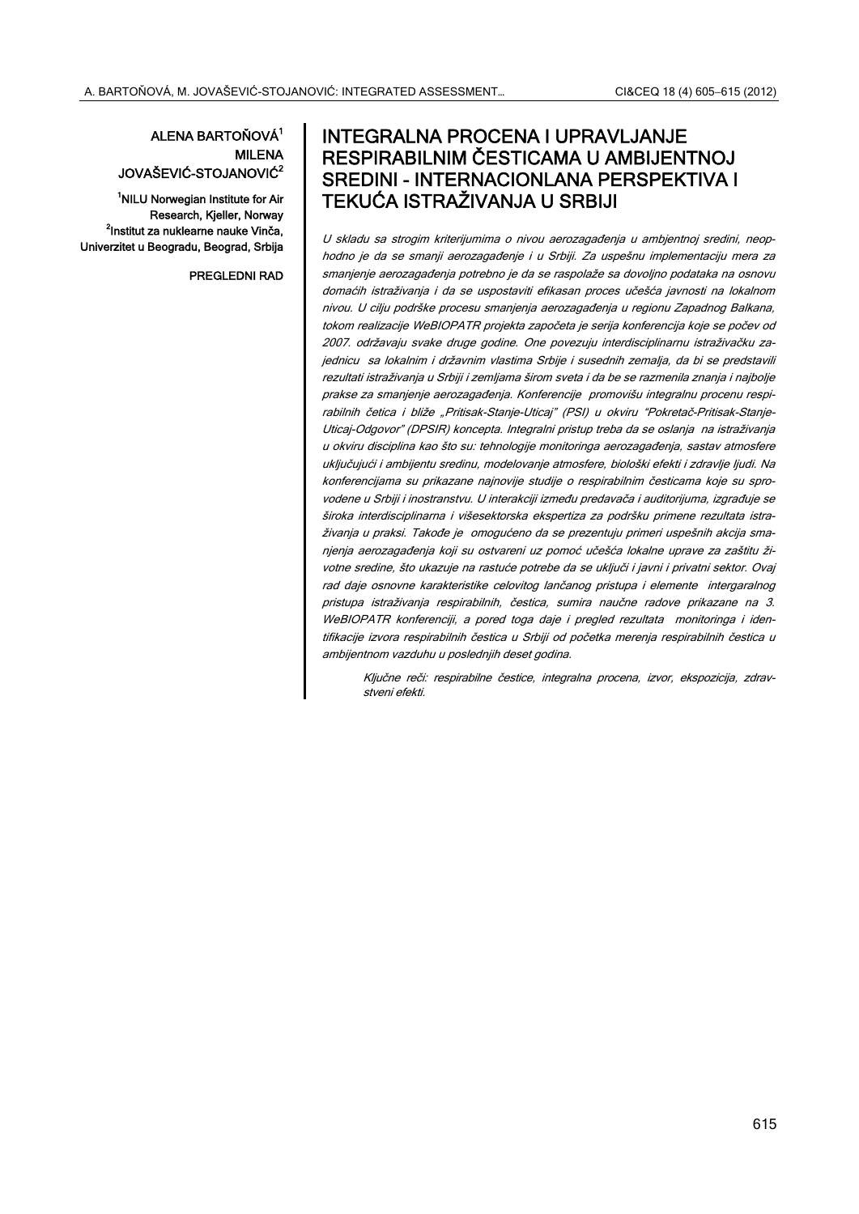ALENA BARTOŇOVÁ[1]
MILENA JOVAŠEVIĆ-STOJANOVIĆ[2]

[1]NILU Norwegian Institute for Air Research, Kjeller, Norway
[2]Institut za nuklearne nauke Vinča, Univerzitet u Beogradu, Beograd, Srbija

PREGLEDNI RAD

# INTEGRALNA PROCENA I UPRAVLJANJE RESPIRABILNIM ČESTICAMA U AMBIJENTNOJ SREDINI - INTERNACIONLANA PERSPEKTIVA I TEKUĆA ISTRAŽIVANJA U SRBIJI

*U skladu sa strogim kriterijumima o nivou aerozagađenja u ambjentnoj sredini, neophodno je da se smanji aerozagađenje i u Srbiji. Za uspešnu implementaciju mera za smanjenje aerozagađenja potrebno je da se raspolaže sa dovoljno podataka na osnovu domaćih istraživanja i da se uspostaviti efikasan proces učešća javnosti na lokalnom nivou. U cilju podrške procesu smanjenja aerozagađenja u regionu Zapadnog Balkana, tokom realizacije WeBIOPATR projekta započeta je serija konferencija koje se počev od 2007. održavaju svake druge godine. One povezuju interdisciplinarnu istraživačku zajednicu sa lokalnim i državnim vlastima Srbije i susednih zemalja, da bi se predstavili rezultati istraživanja u Srbiji i zemljama širom sveta i da be se razmenila znanja i najbolje prakse za smanjenje aerozagađenja. Konferencije promovišu integralnu procenu respirabilnih četica i bliže „Pritisak-Stanje-Uticaj" (PSI) u okviru "Pokretač-Pritisak-Stanje-Uticaj-Odgovor" (DPSIR) koncepta. Integralni pristup treba da se oslanja na istraživanja u okviru disciplina kao što su: tehnologije monitoringa aerozagađenja, sastav atmosfere uključujući i ambijentu sredinu, modelovanje atmosfere, biološki efekti i zdravlje ljudi. Na konferencijama su prikazane najnovije studije o respirabilnim česticama koje su sprovodene u Srbiji i inostranstvu. U interakciji između predavača i auditorijuma, izgrađuje se široka interdisciplinarna i višesektorska ekspertiza za podršku primene rezultata istraživanja u praksi. Takođe je omogućeno da se prezentuju primeri uspešnih akcija smanjenja aerozagađenja koji su ostvareni uz pomoć učešća lokalne uprave za zaštitu životne sredine, što ukazuje na rastuće potrebe da se uključi i javni i privatni sektor. Ovaj rad daje osnovne karakteristike celovitog lančanog pristupa i elemente intergaralnog pristupa istraživanja respirabilnih, čestica, sumira naučne radove prikazane na 3. WeBIOPATR konferenciji, a pored toga daje i pregled rezultata monitoringa i identifikacije izvora respirabilnih čestica u Srbiji od početka merenja respirabilnih čestica u ambijentnom vazduhu u poslednjih deset godina.*

*Ključne reči: respirabilne čestice, integralna procena, izvor, ekspozicija, zdravstveni efekti.*